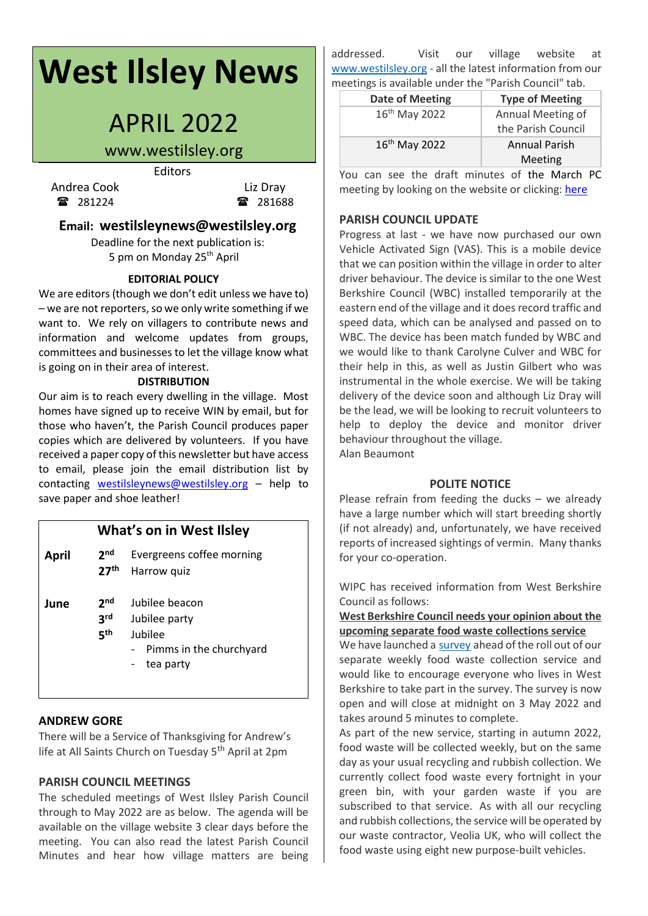# West Ilsley News

## APRIL 2022

www.westilsley.org

Editors

Andrea Cook ☎ 281224

Liz Dray ☎ 281688

**Email: westilsleynews@westilsley.org**

Deadline for the next publication is:
5 pm on Monday 25th April

**EDITORIAL POLICY**

We are editors (though we don't edit unless we have to) – we are not reporters, so we only write something if we want to. We rely on villagers to contribute news and information and welcome updates from groups, committees and businesses to let the village know what is going on in their area of interest.

**DISTRIBUTION**

Our aim is to reach every dwelling in the village. Most homes have signed up to receive WIN by email, but for those who haven't, the Parish Council produces paper copies which are delivered by volunteers. If you have received a paper copy of this newsletter but have access to email, please join the email distribution list by contacting westilsleynews@westilsley.org – help to save paper and shoe leather!

### What's on in West Ilsley

| | | |
|---|---|---|
| **April** | **2nd** | Evergreens coffee morning |
| | **27th** | Harrow quiz |
| **June** | **2nd** | Jubilee beacon |
| | **3rd** | Jubilee party |
| | **5th** | Jubilee<br>- Pimms in the churchyard<br>- tea party |

### ANDREW GORE

There will be a Service of Thanksgiving for Andrew's life at All Saints Church on Tuesday 5th April at 2pm

### PARISH COUNCIL MEETINGS

The scheduled meetings of West Ilsley Parish Council through to May 2022 are as below. The agenda will be available on the village website 3 clear days before the meeting. You can also read the latest Parish Council Minutes and hear how village matters are being addressed. Visit our village website at www.westilsley.org - all the latest information from our meetings is available under the "Parish Council" tab.

| Date of Meeting | Type of Meeting |
|---|---|
| 16th May 2022 | Annual Meeting of the Parish Council |
| 16th May 2022 | Annual Parish Meeting |

You can see the draft minutes of the March PC meeting by looking on the website or clicking: here

### PARISH COUNCIL UPDATE

Progress at last - we have now purchased our own Vehicle Activated Sign (VAS). This is a mobile device that we can position within the village in order to alter driver behaviour. The device is similar to the one West Berkshire Council (WBC) installed temporarily at the eastern end of the village and it does record traffic and speed data, which can be analysed and passed on to WBC. The device has been match funded by WBC and we would like to thank Carolyne Culver and WBC for their help in this, as well as Justin Gilbert who was instrumental in the whole exercise. We will be taking delivery of the device soon and although Liz Dray will be the lead, we will be looking to recruit volunteers to help to deploy the device and monitor driver behaviour throughout the village.

Alan Beaumont

### POLITE NOTICE

Please refrain from feeding the ducks – we already have a large number which will start breeding shortly (if not already) and, unfortunately, we have received reports of increased sightings of vermin. Many thanks for your co-operation.

WIPC has received information from West Berkshire Council as follows:

**West Berkshire Council needs your opinion about the upcoming separate food waste collections service**

We have launched a survey ahead of the roll out of our separate weekly food waste collection service and would like to encourage everyone who lives in West Berkshire to take part in the survey. The survey is now open and will close at midnight on 3 May 2022 and takes around 5 minutes to complete.

As part of the new service, starting in autumn 2022, food waste will be collected weekly, but on the same day as your usual recycling and rubbish collection. We currently collect food waste every fortnight in your green bin, with your garden waste if you are subscribed to that service. As with all our recycling and rubbish collections, the service will be operated by our waste contractor, Veolia UK, who will collect the food waste using eight new purpose-built vehicles.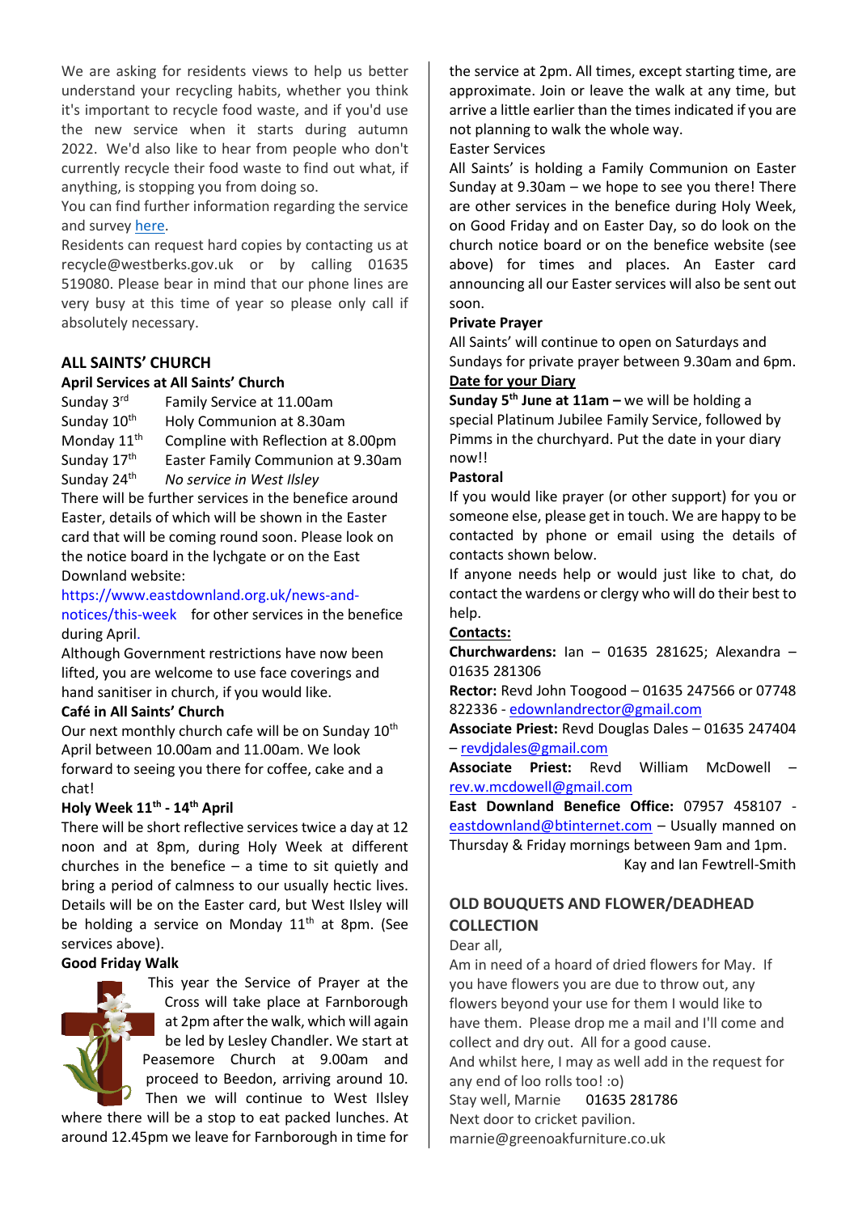We are asking for residents views to help us better understand your recycling habits, whether you think it's important to recycle food waste, and if you'd use the new service when it starts during autumn 2022. We'd also like to hear from people who don't currently recycle their food waste to find out what, if anything, is stopping you from doing so.

You can find further information regarding the service and survey here.

Residents can request hard copies by contacting us at recycle@westberks.gov.uk or by calling 01635 519080. Please bear in mind that our phone lines are very busy at this time of year so please only call if absolutely necessary.

## ALL SAINTS' CHURCH

**April Services at All Saints' Church**

| | |
|---|---|
| Sunday 3rd | Family Service at 11.00am |
| Sunday 10th | Holy Communion at 8.30am |
| Monday 11th | Compline with Reflection at 8.00pm |
| Sunday 17th | Easter Family Communion at 9.30am |
| Sunday 24th | *No service in West Ilsley* |

There will be further services in the benefice around Easter, details of which will be shown in the Easter card that will be coming round soon. Please look on the notice board in the lychgate or on the East Downland website: https://www.eastdownland.org.uk/news-and-notices/this-week for other services in the benefice during April.

Although Government restrictions have now been lifted, you are welcome to use face coverings and hand sanitiser in church, if you would like.

**Café in All Saints' Church**

Our next monthly church cafe will be on Sunday 10th April between 10.00am and 11.00am. We look forward to seeing you there for coffee, cake and a chat!

**Holy Week 11th - 14th April**

There will be short reflective services twice a day at 12 noon and at 8pm, during Holy Week at different churches in the benefice – a time to sit quietly and bring a period of calmness to our usually hectic lives. Details will be on the Easter card, but West Ilsley will be holding a service on Monday 11th at 8pm. (See services above).

**Good Friday Walk**

This year the Service of Prayer at the Cross will take place at Farnborough at 2pm after the walk, which will again be led by Lesley Chandler. We start at Peasemore Church at 9.00am and proceed to Beedon, arriving around 10. Then we will continue to West Ilsley where there will be a stop to eat packed lunches. At around 12.45pm we leave for Farnborough in time for the service at 2pm. All times, except starting time, are approximate. Join or leave the walk at any time, but arrive a little earlier than the times indicated if you are not planning to walk the whole way.

Easter Services

All Saints' is holding a Family Communion on Easter Sunday at 9.30am – we hope to see you there! There are other services in the benefice during Holy Week, on Good Friday and on Easter Day, so do look on the church notice board or on the benefice website (see above) for times and places. An Easter card announcing all our Easter services will also be sent out soon.

**Private Prayer**

All Saints' will continue to open on Saturdays and Sundays for private prayer between 9.30am and 6pm.

**Date for your Diary**

**Sunday 5th June at 11am –** we will be holding a special Platinum Jubilee Family Service, followed by Pimms in the churchyard. Put the date in your diary now!!

**Pastoral**

If you would like prayer (or other support) for you or someone else, please get in touch. We are happy to be contacted by phone or email using the details of contacts shown below.

If anyone needs help or would just like to chat, do contact the wardens or clergy who will do their best to help.

**Contacts:**

**Churchwardens:** Ian – 01635 281625; Alexandra – 01635 281306

**Rector:** Revd John Toogood – 01635 247566 or 07748 822336 - edownlandrector@gmail.com

**Associate Priest:** Revd Douglas Dales – 01635 247404 – revdjdales@gmail.com

**Associate Priest:** Revd William McDowell – rev.w.mcdowell@gmail.com

**East Downland Benefice Office:** 07957 458107 - eastdownland@btinternet.com – Usually manned on Thursday & Friday mornings between 9am and 1pm.

Kay and Ian Fewtrell-Smith

## OLD BOUQUETS AND FLOWER/DEADHEAD COLLECTION

Dear all,

Am in need of a hoard of dried flowers for May. If you have flowers you are due to throw out, any flowers beyond your use for them I would like to have them. Please drop me a mail and I'll come and collect and dry out. All for a good cause.

And whilst here, I may as well add in the request for any end of loo rolls too! :o)

Stay well, Marnie 01635 281786

Next door to cricket pavilion.

marnie@greenoakfurniture.co.uk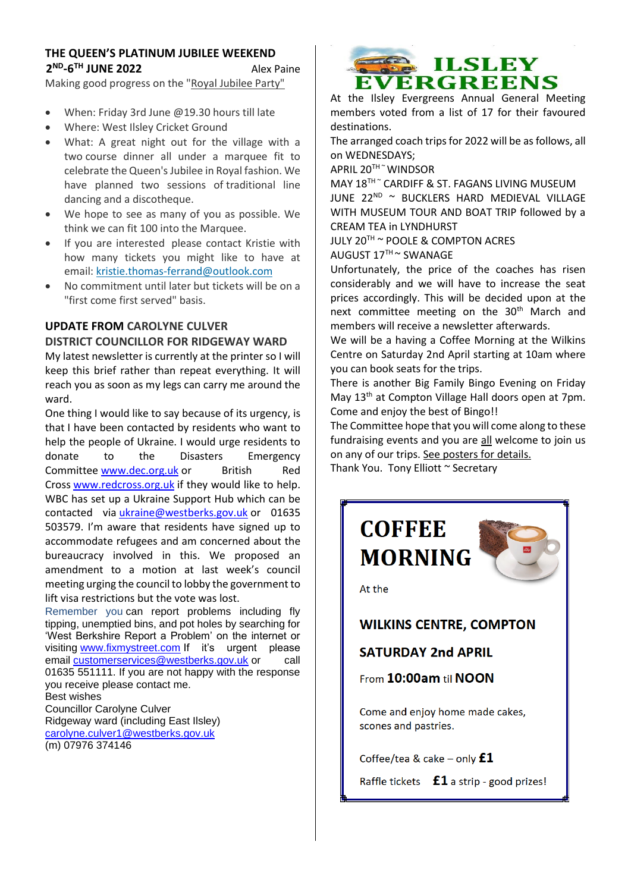## THE QUEEN'S PLATINUM JUBILEE WEEKEND
## 2[ND]-6[TH] JUNE 2022

Alex Paine

Making good progress on the "Royal Jubilee Party"

- When: Friday 3rd June @19.30 hours till late
- Where: West Ilsley Cricket Ground
- What: A great night out for the village with a two course dinner all under a marquee fit to celebrate the Queen's Jubilee in Royal fashion. We have planned two sessions of traditional line dancing and a discotheque.
- We hope to see as many of you as possible. We think we can fit 100 into the Marquee.
- If you are interested please contact Kristie with how many tickets you might like to have at email: kristie.thomas-ferrand@outlook.com
- No commitment until later but tickets will be on a "first come first served" basis.

## UPDATE FROM CAROLYNE CULVER
## DISTRICT COUNCILLOR FOR RIDGEWAY WARD

My latest newsletter is currently at the printer so I will keep this brief rather than repeat everything. It will reach you as soon as my legs can carry me around the ward.

One thing I would like to say because of its urgency, is that I have been contacted by residents who want to help the people of Ukraine. I would urge residents to donate to the Disasters Emergency Committee www.dec.org.uk or British Red Cross www.redcross.org.uk if they would like to help. WBC has set up a Ukraine Support Hub which can be contacted via ukraine@westberks.gov.uk or 01635 503579. I'm aware that residents have signed up to accommodate refugees and am concerned about the bureaucracy involved in this. We proposed an amendment to a motion at last week's council meeting urging the council to lobby the government to lift visa restrictions but the vote was lost.

Remember you can report problems including fly tipping, unemptied bins, and pot holes by searching for 'West Berkshire Report a Problem' on the internet or visiting www.fixmystreet.com If it's urgent please email customerservices@westberks.gov.uk or call 01635 551111. If you are not happy with the response you receive please contact me.

Best wishes

Councillor Carolyne Culver

Ridgeway ward (including East Ilsley)

carolyne.culver1@westberks.gov.uk

(m) 07976 374146

## ILSLEY EVERGREENS

At the Ilsley Evergreens Annual General Meeting members voted from a list of 17 for their favoured destinations.

The arranged coach trips for 2022 will be as follows, all on WEDNESDAYS;

APRIL 20[TH] ~ WINDSOR

MAY 18[TH] ~ CARDIFF & ST. FAGANS LIVING MUSEUM

JUNE 22[ND] ~ BUCKLERS HARD MEDIEVAL VILLAGE WITH MUSEUM TOUR AND BOAT TRIP followed by a CREAM TEA in LYNDHURST

JULY 20[TH] ~ POOLE & COMPTON ACRES

AUGUST 17[TH] ~ SWANAGE

Unfortunately, the price of the coaches has risen considerably and we will have to increase the seat prices accordingly. This will be decided upon at the next committee meeting on the 30[th] March and members will receive a newsletter afterwards.

We will be a having a Coffee Morning at the Wilkins Centre on Saturday 2nd April starting at 10am where you can book seats for the trips.

There is another Big Family Bingo Evening on Friday May 13[th] at Compton Village Hall doors open at 7pm. Come and enjoy the best of Bingo!!

The Committee hope that you will come along to these fundraising events and you are all welcome to join us on any of our trips. See posters for details.

Thank You. Tony Elliott ~ Secretary

## COFFEE MORNING

At the

**WILKINS CENTRE, COMPTON**

**SATURDAY 2nd APRIL**

From **10:00am** til **NOON**

Come and enjoy home made cakes, scones and pastries.

Coffee/tea & cake – only **£1**

Raffle tickets **£1** a strip - good prizes!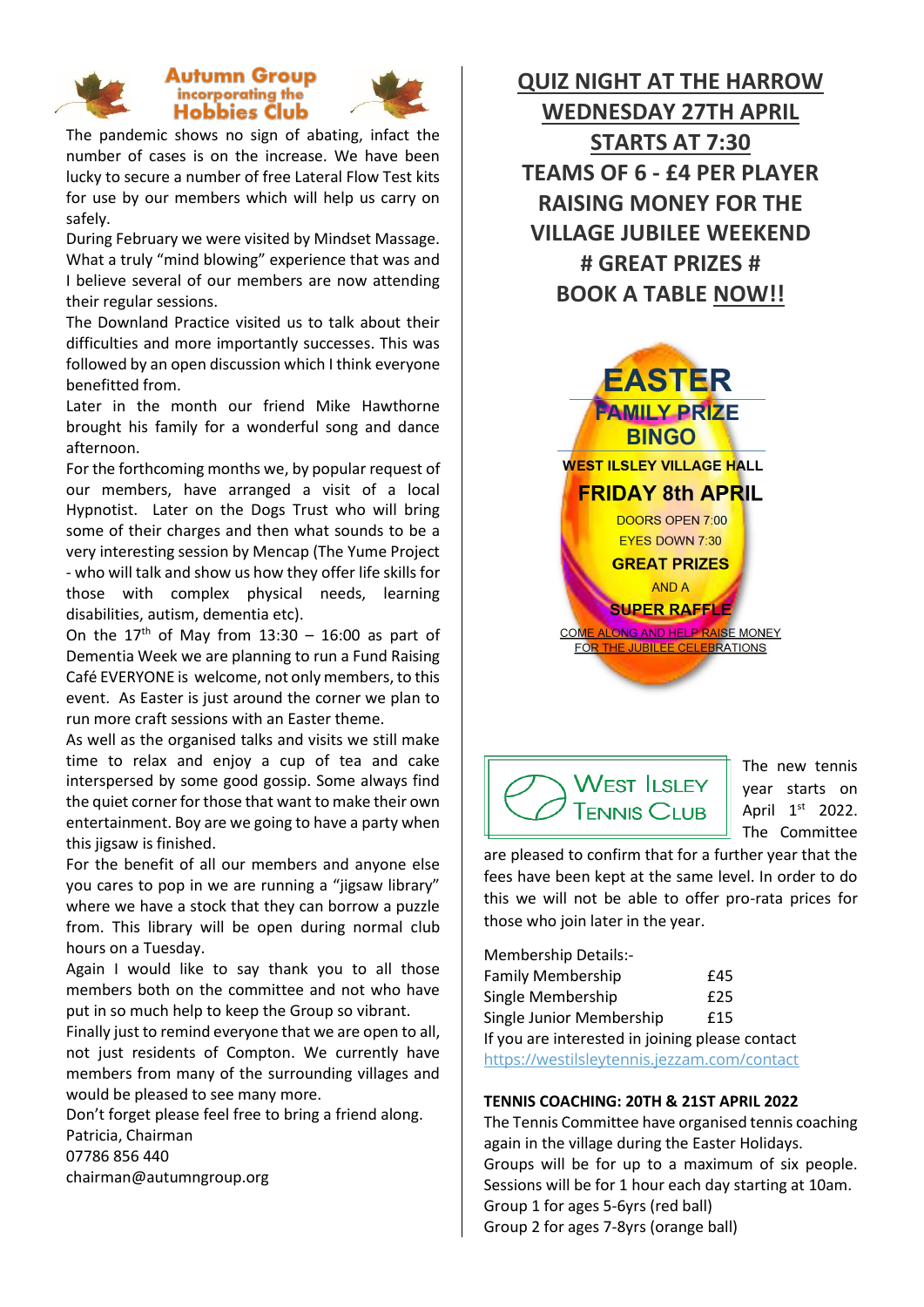## Autumn Group incorporating the Hobbies Club

The pandemic shows no sign of abating, infact the number of cases is on the increase. We have been lucky to secure a number of free Lateral Flow Test kits for use by our members which will help us carry on safely.

During February we were visited by Mindset Massage. What a truly "mind blowing" experience that was and I believe several of our members are now attending their regular sessions.

The Downland Practice visited us to talk about their difficulties and more importantly successes. This was followed by an open discussion which I think everyone benefitted from.

Later in the month our friend Mike Hawthorne brought his family for a wonderful song and dance afternoon.

For the forthcoming months we, by popular request of our members, have arranged a visit of a local Hypnotist. Later on the Dogs Trust who will bring some of their charges and then what sounds to be a very interesting session by Mencap (The Yume Project - who will talk and show us how they offer life skills for those with complex physical needs, learning disabilities, autism, dementia etc).

On the 17th of May from 13:30 – 16:00 as part of Dementia Week we are planning to run a Fund Raising Café EVERYONE is welcome, not only members, to this event. As Easter is just around the corner we plan to run more craft sessions with an Easter theme.

As well as the organised talks and visits we still make time to relax and enjoy a cup of tea and cake interspersed by some good gossip. Some always find the quiet corner for those that want to make their own entertainment. Boy are we going to have a party when this jigsaw is finished.

For the benefit of all our members and anyone else you cares to pop in we are running a "jigsaw library" where we have a stock that they can borrow a puzzle from. This library will be open during normal club hours on a Tuesday.

Again I would like to say thank you to all those members both on the committee and not who have put in so much help to keep the Group so vibrant.

Finally just to remind everyone that we are open to all, not just residents of Compton. We currently have members from many of the surrounding villages and would be pleased to see many more.

Don't forget please feel free to bring a friend along.

Patricia, Chairman
07786 856 440
chairman@autumngroup.org

## QUIZ NIGHT AT THE HARROW

**WEDNESDAY 27TH APRIL**

**STARTS AT 7:30**

**TEAMS OF 6 - £4 PER PLAYER**

**RAISING MONEY FOR THE VILLAGE JUBILEE WEEKEND**

**# GREAT PRIZES #**

**BOOK A TABLE NOW!!**

## EASTER FAMILY PRIZE BINGO

**WEST ILSLEY VILLAGE HALL**

**FRIDAY 8th APRIL**

DOORS OPEN 7:00
EYES DOWN 7:30

**GREAT PRIZES**

AND A

**SUPER RAFFLE**

COME ALONG AND HELP RAISE MONEY FOR THE JUBILEE CELEBRATIONS

## West Ilsley Tennis Club

The new tennis year starts on April 1st 2022. The Committee are pleased to confirm that for a further year that the fees have been kept at the same level. In order to do this we will not be able to offer pro-rata prices for those who join later in the year.

Membership Details:-

| | |
|---|---|
| Family Membership | £45 |
| Single Membership | £25 |
| Single Junior Membership | £15 |

If you are interested in joining please contact
https://westilsleytennis.jezzam.com/contact

**TENNIS COACHING: 20TH & 21ST APRIL 2022**

The Tennis Committee have organised tennis coaching again in the village during the Easter Holidays.
Groups will be for up to a maximum of six people.
Sessions will be for 1 hour each day starting at 10am.
Group 1 for ages 5-6yrs (red ball)
Group 2 for ages 7-8yrs (orange ball)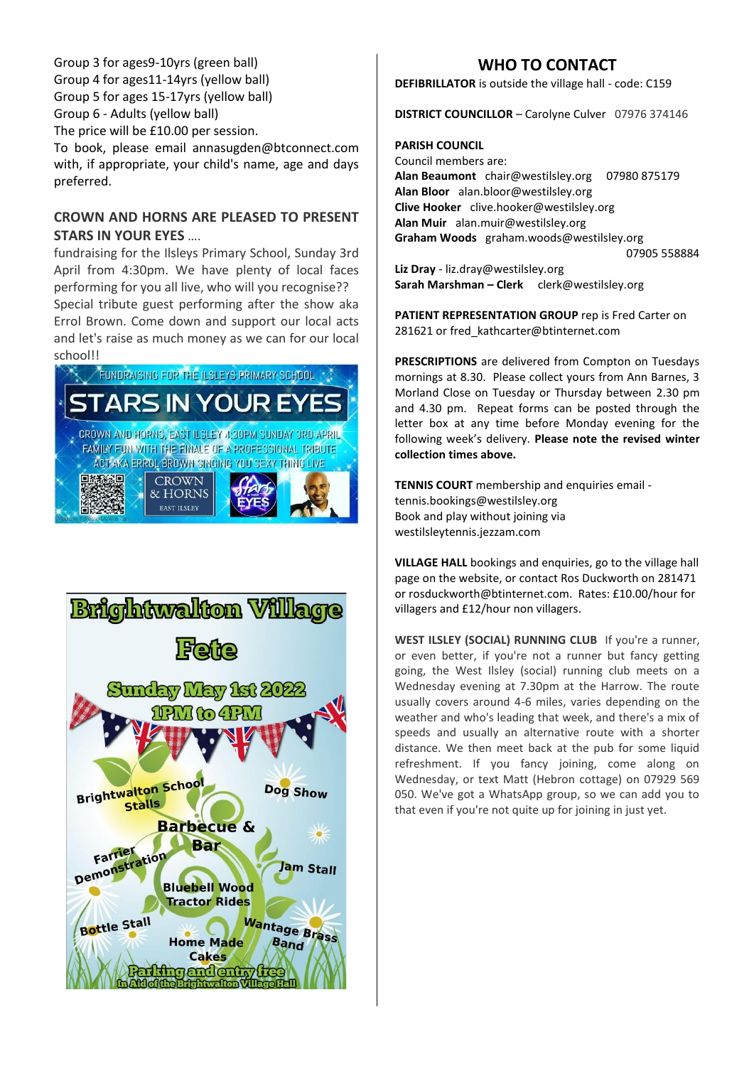Group 3 for ages9-10yrs (green ball)
Group 4 for ages11-14yrs (yellow ball)
Group 5 for ages 15-17yrs (yellow ball)
Group 6 - Adults (yellow ball)
The price will be £10.00 per session.
To book, please email annasugden@btconnect.com with, if appropriate, your child's name, age and days preferred.

### CROWN AND HORNS ARE PLEASED TO PRESENT STARS IN YOUR EYES ….

fundraising for the Ilsleys Primary School, Sunday 3rd April from 4:30pm. We have plenty of local faces performing for you all live, who will you recognise?? Special tribute guest performing after the show aka Errol Brown. Come down and support our local acts and let's raise as much money as we can for our local school!!

FUNDRAISING FOR THE ILSLEYS PRIMARY SCHOOL

STARS IN YOUR EYES

CROWN AND HORNS, EAST ILSLEY 4:30PM SUNDAY 3RD APRIL
FAMILY FUN WITH THE FINALE OF A PROFESSIONAL TRIBUTE ACT AKA ERROL BROWN SINGING YOU SEXY THING LIVE

CROWN & HORNS EAST ILSLEY

Brightwalton Village Fete

Sunday May 1st 2022
1PM to 4PM

Brightwalton School Stalls
Dog Show
Barbecue & Bar
Farrier Demonstration
Jam Stall
Bluebell Wood Tractor Rides
Bottle Stall
Wantage Brass Band
Home Made Cakes
Parking and entry free
In Aid of the Brightwalton Village Hall

## WHO TO CONTACT

**DEFIBRILLATOR** is outside the village hall - code: C159

**DISTRICT COUNCILLOR** – Carolyne Culver 07976 374146

**PARISH COUNCIL**
Council members are:
**Alan Beaumont** chair@westilsley.org 07980 875179
**Alan Bloor** alan.bloor@westilsley.org
**Clive Hooker** clive.hooker@westilsley.org
**Alan Muir** alan.muir@westilsley.org
**Graham Woods** graham.woods@westilsley.org 07905 558884
**Liz Dray** - liz.dray@westilsley.org
**Sarah Marshman – Clerk** clerk@westilsley.org

**PATIENT REPRESENTATION GROUP** rep is Fred Carter on 281621 or fred_kathcarter@btinternet.com

**PRESCRIPTIONS** are delivered from Compton on Tuesdays mornings at 8.30. Please collect yours from Ann Barnes, 3 Morland Close on Tuesday or Thursday between 2.30 pm and 4.30 pm. Repeat forms can be posted through the letter box at any time before Monday evening for the following week's delivery. **Please note the revised winter collection times above.**

**TENNIS COURT** membership and enquiries email - tennis.bookings@westilsley.org
Book and play without joining via westilsleytennis.jezzam.com

**VILLAGE HALL** bookings and enquiries, go to the village hall page on the website, or contact Ros Duckworth on 281471 or rosduckworth@btinternet.com. Rates: £10.00/hour for villagers and £12/hour non villagers.

**WEST ILSLEY (SOCIAL) RUNNING CLUB** If you're a runner, or even better, if you're not a runner but fancy getting going, the West Ilsley (social) running club meets on a Wednesday evening at 7.30pm at the Harrow. The route usually covers around 4-6 miles, varies depending on the weather and who's leading that week, and there's a mix of speeds and usually an alternative route with a shorter distance. We then meet back at the pub for some liquid refreshment. If you fancy joining, come along on Wednesday, or text Matt (Hebron cottage) on 07929 569 050. We've got a WhatsApp group, so we can add you to that even if you're not quite up for joining in just yet.